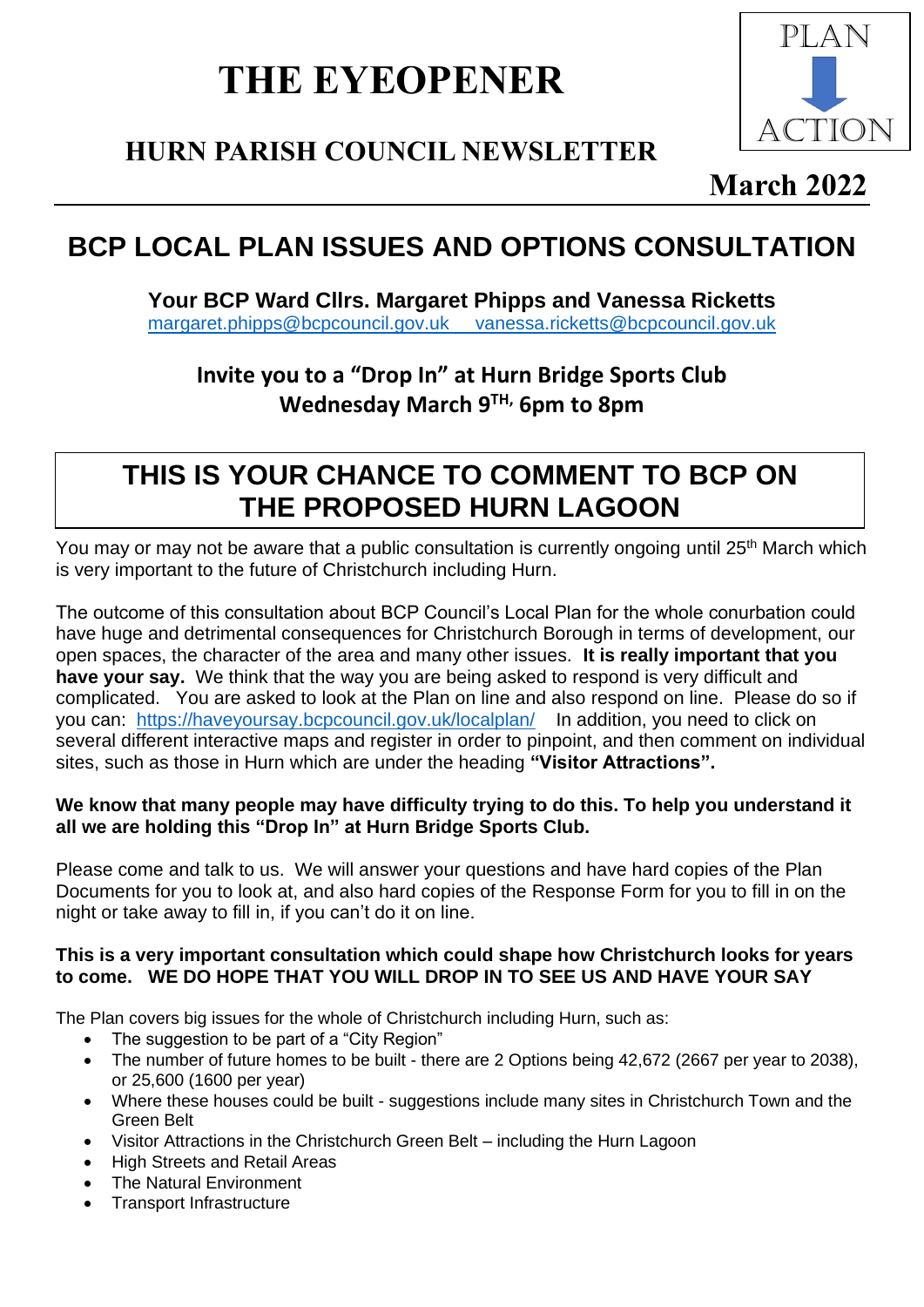# THE EYEOPENER

## HURN PARISH COUNCIL NEWSLETTER

PLAN

ACTION

**March 2022**

## BCP LOCAL PLAN ISSUES AND OPTIONS CONSULTATION

**Your BCP Ward Cllrs. Margaret Phipps and Vanessa Ricketts**

margaret.phipps@bcpcouncil.gov.uk vanessa.ricketts@bcpcouncil.gov.uk

**Invite you to a "Drop In" at Hurn Bridge Sports Club**
**Wednesday March 9TH, 6pm to 8pm**

## THIS IS YOUR CHANCE TO COMMENT TO BCP ON THE PROPOSED HURN LAGOON

You may or may not be aware that a public consultation is currently ongoing until 25th March which is very important to the future of Christchurch including Hurn.

The outcome of this consultation about BCP Council's Local Plan for the whole conurbation could have huge and detrimental consequences for Christchurch Borough in terms of development, our open spaces, the character of the area and many other issues. **It is really important that you have your say.** We think that the way you are being asked to respond is very difficult and complicated. You are asked to look at the Plan on line and also respond on line. Please do so if you can: https://haveyoursay.bcpcouncil.gov.uk/localplan/ In addition, you need to click on several different interactive maps and register in order to pinpoint, and then comment on individual sites, such as those in Hurn which are under the heading **"Visitor Attractions".**

**We know that many people may have difficulty trying to do this. To help you understand it all we are holding this "Drop In" at Hurn Bridge Sports Club.**

Please come and talk to us. We will answer your questions and have hard copies of the Plan Documents for you to look at, and also hard copies of the Response Form for you to fill in on the night or take away to fill in, if you can't do it on line.

**This is a very important consultation which could shape how Christchurch looks for years to come. WE DO HOPE THAT YOU WILL DROP IN TO SEE US AND HAVE YOUR SAY**

The Plan covers big issues for the whole of Christchurch including Hurn, such as:

- The suggestion to be part of a "City Region"
- The number of future homes to be built - there are 2 Options being 42,672 (2667 per year to 2038), or 25,600 (1600 per year)
- Where these houses could be built - suggestions include many sites in Christchurch Town and the Green Belt
- Visitor Attractions in the Christchurch Green Belt – including the Hurn Lagoon
- High Streets and Retail Areas
- The Natural Environment
- Transport Infrastructure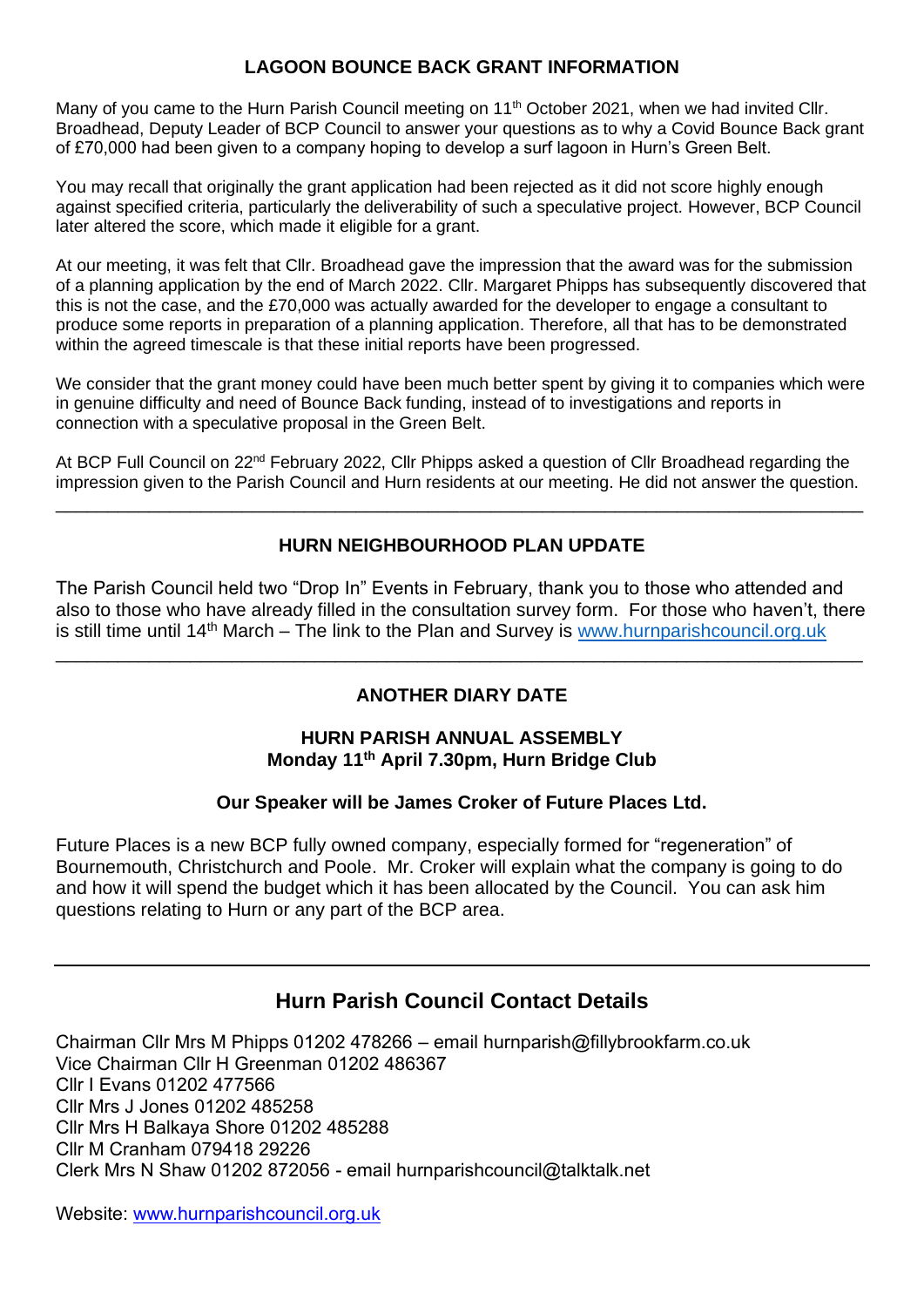## LAGOON BOUNCE BACK GRANT INFORMATION

Many of you came to the Hurn Parish Council meeting on 11th October 2021, when we had invited Cllr. Broadhead, Deputy Leader of BCP Council to answer your questions as to why a Covid Bounce Back grant of £70,000 had been given to a company hoping to develop a surf lagoon in Hurn's Green Belt.

You may recall that originally the grant application had been rejected as it did not score highly enough against specified criteria, particularly the deliverability of such a speculative project. However, BCP Council later altered the score, which made it eligible for a grant.

At our meeting, it was felt that Cllr. Broadhead gave the impression that the award was for the submission of a planning application by the end of March 2022. Cllr. Margaret Phipps has subsequently discovered that this is not the case, and the £70,000 was actually awarded for the developer to engage a consultant to produce some reports in preparation of a planning application. Therefore, all that has to be demonstrated within the agreed timescale is that these initial reports have been progressed.

We consider that the grant money could have been much better spent by giving it to companies which were in genuine difficulty and need of Bounce Back funding, instead of to investigations and reports in connection with a speculative proposal in the Green Belt.

At BCP Full Council on 22nd February 2022, Cllr Phipps asked a question of Cllr Broadhead regarding the impression given to the Parish Council and Hurn residents at our meeting. He did not answer the question.

---

## HURN NEIGHBOURHOOD PLAN UPDATE

The Parish Council held two "Drop In" Events in February, thank you to those who attended and also to those who have already filled in the consultation survey form. For those who haven't, there is still time until 14th March – The link to the Plan and Survey is www.hurnparishcouncil.org.uk

---

## ANOTHER DIARY DATE

**HURN PARISH ANNUAL ASSEMBLY**
**Monday 11th April 7.30pm, Hurn Bridge Club**

**Our Speaker will be James Croker of Future Places Ltd.**

Future Places is a new BCP fully owned company, especially formed for "regeneration" of Bournemouth, Christchurch and Poole. Mr. Croker will explain what the company is going to do and how it will spend the budget which it has been allocated by the Council. You can ask him questions relating to Hurn or any part of the BCP area.

---

## Hurn Parish Council Contact Details

Chairman Cllr Mrs M Phipps 01202 478266 – email hurnparish@fillybrookfarm.co.uk
Vice Chairman Cllr H Greenman 01202 486367
Cllr I Evans 01202 477566
Cllr Mrs J Jones 01202 485258
Cllr Mrs H Balkaya Shore 01202 485288
Cllr M Cranham 079418 29226
Clerk Mrs N Shaw 01202 872056 - email hurnparishcouncil@talktalk.net

Website: www.hurnparishcouncil.org.uk